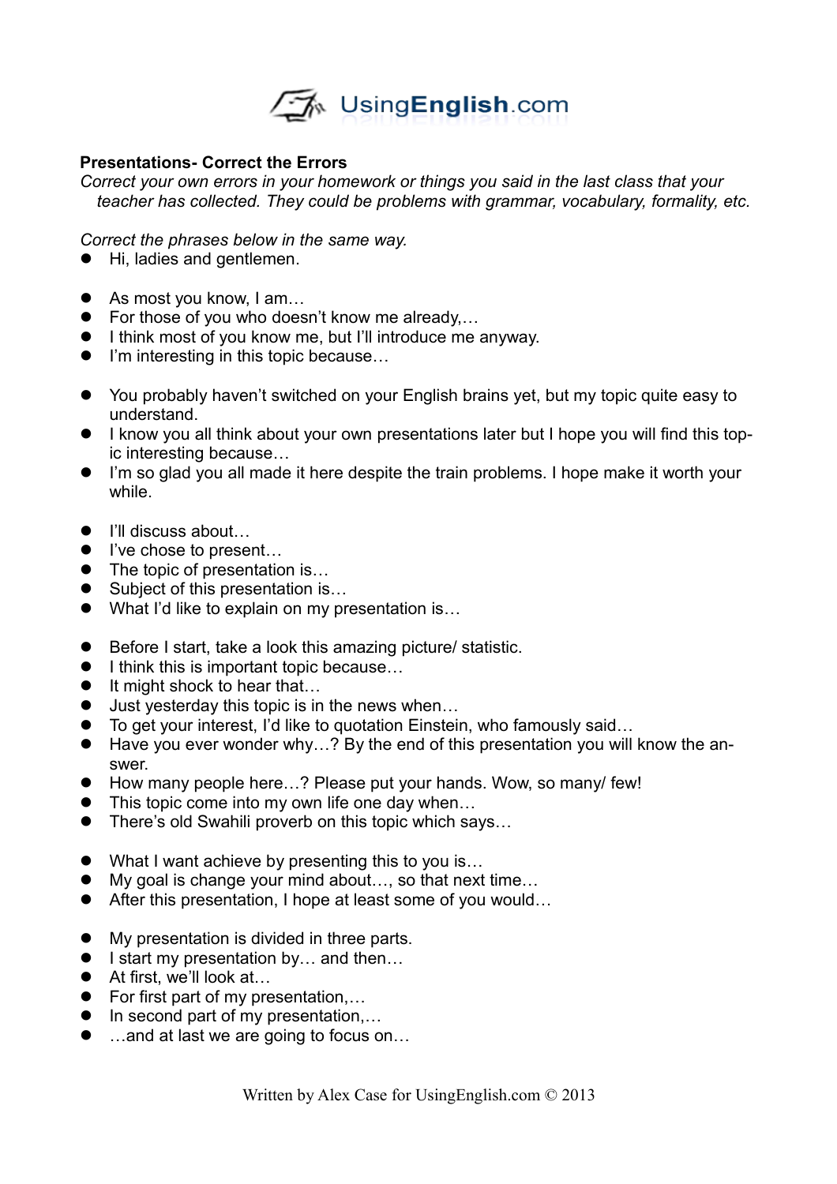**Presentations- Correct the Errors**

*Correct your own errors in your homework or things you said in the last class that your teacher has collected. They could be problems with grammar, vocabulary, formality, etc.*

*Correct the phrases below in the same way.*

- Hi, ladies and gentlemen.

- As most you know, I am…
- For those of you who doesn't know me already,…
- I think most of you know me, but I'll introduce me anyway.
- I'm interesting in this topic because…

- You probably haven't switched on your English brains yet, but my topic quite easy to understand.
- I know you all think about your own presentations later but I hope you will find this topic interesting because…
- I'm so glad you all made it here despite the train problems. I hope make it worth your while.

- I'll discuss about…
- I've chose to present…
- The topic of presentation is…
- Subject of this presentation is…
- What I'd like to explain on my presentation is…

- Before I start, take a look this amazing picture/ statistic.
- I think this is important topic because…
- It might shock to hear that…
- Just yesterday this topic is in the news when…
- To get your interest, I'd like to quotation Einstein, who famously said…
- Have you ever wonder why…? By the end of this presentation you will know the answer.
- How many people here…? Please put your hands. Wow, so many/ few!
- This topic come into my own life one day when…
- There's old Swahili proverb on this topic which says…

- What I want achieve by presenting this to you is…
- My goal is change your mind about…, so that next time…
- After this presentation, I hope at least some of you would…

- My presentation is divided in three parts.
- I start my presentation by… and then…
- At first, we'll look at…
- For first part of my presentation,…
- In second part of my presentation,…
- …and at last we are going to focus on…

Written by Alex Case for UsingEnglish.com © 2013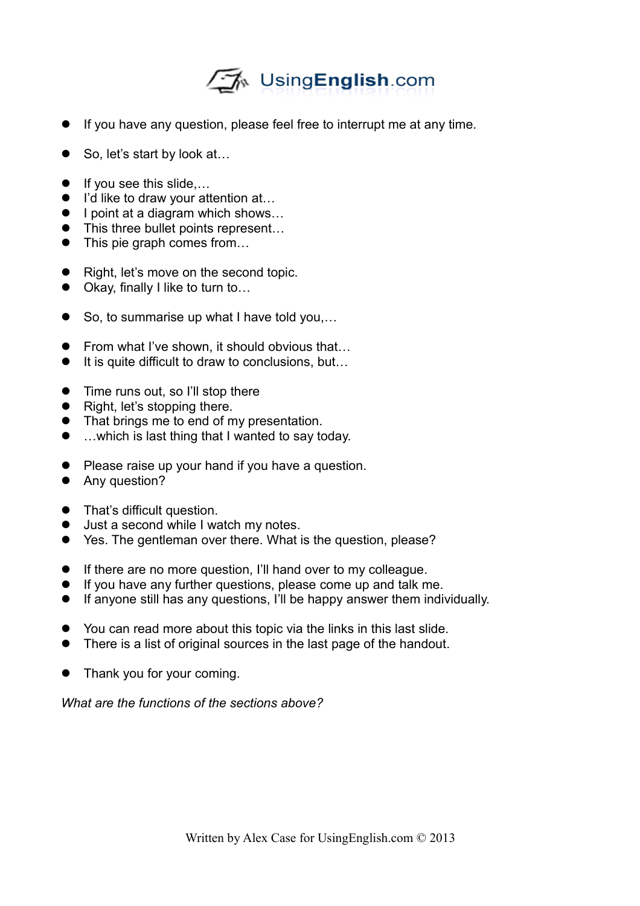- If you have any question, please feel free to interrupt me at any time.

- So, let's start by look at…

- If you see this slide,…
- I'd like to draw your attention at…
- I point at a diagram which shows…
- This three bullet points represent…
- This pie graph comes from…

- Right, let's move on the second topic.
- Okay, finally I like to turn to…

- So, to summarise up what I have told you,…

- From what I've shown, it should obvious that…
- It is quite difficult to draw to conclusions, but…

- Time runs out, so I'll stop there
- Right, let's stopping there.
- That brings me to end of my presentation.
- …which is last thing that I wanted to say today.

- Please raise up your hand if you have a question.
- Any question?

- That's difficult question.
- Just a second while I watch my notes.
- Yes. The gentleman over there. What is the question, please?

- If there are no more question, I'll hand over to my colleague.
- If you have any further questions, please come up and talk me.
- If anyone still has any questions, I'll be happy answer them individually.

- You can read more about this topic via the links in this last slide.
- There is a list of original sources in the last page of the handout.

- Thank you for your coming.

*What are the functions of the sections above?*

Written by Alex Case for UsingEnglish.com © 2013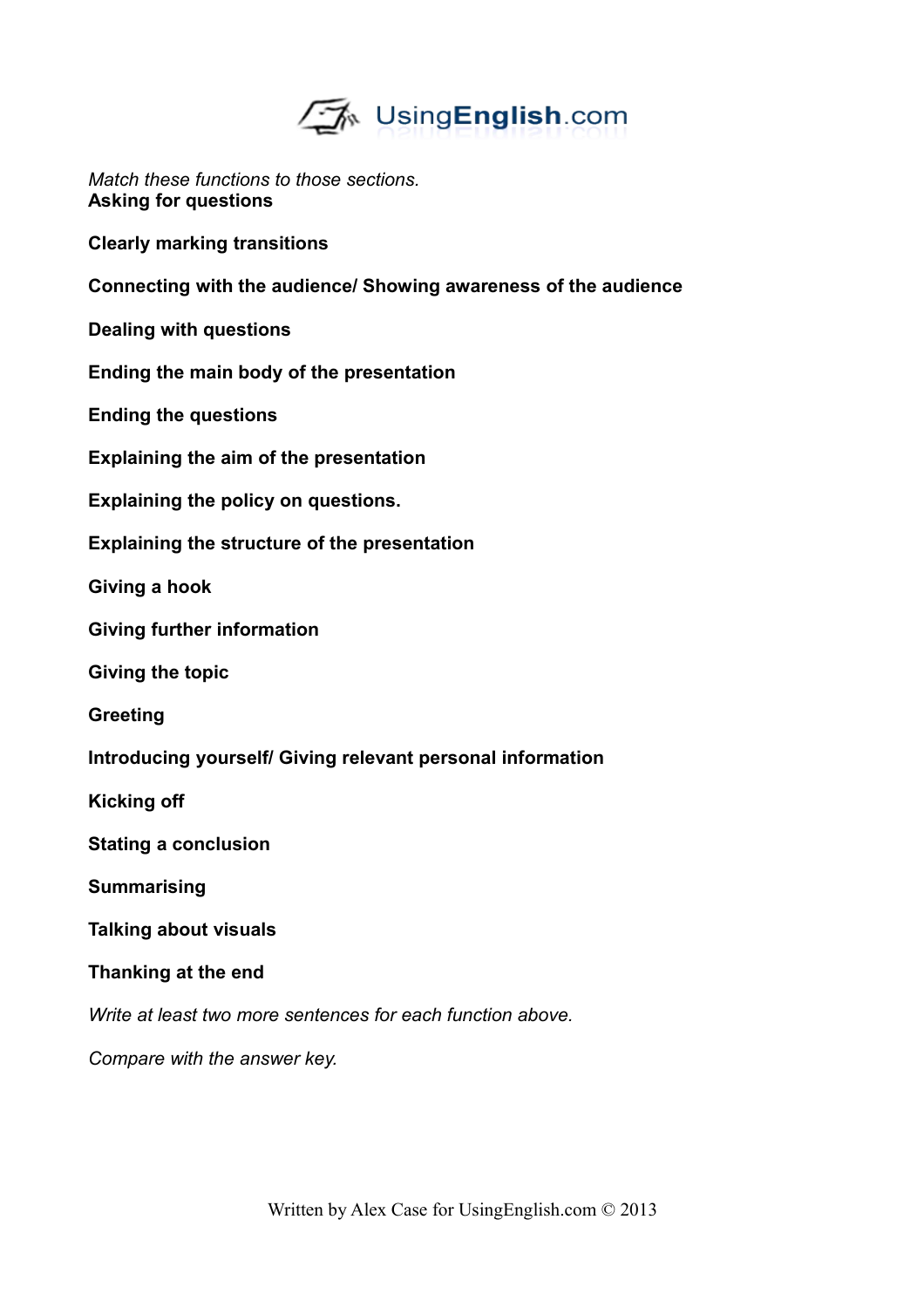*Match these functions to those sections.*

**Asking for questions**

**Clearly marking transitions**

**Connecting with the audience/ Showing awareness of the audience**

**Dealing with questions**

**Ending the main body of the presentation**

**Ending the questions**

**Explaining the aim of the presentation**

**Explaining the policy on questions.**

**Explaining the structure of the presentation**

**Giving a hook**

**Giving further information**

**Giving the topic**

**Greeting**

**Introducing yourself/ Giving relevant personal information**

**Kicking off**

**Stating a conclusion**

**Summarising**

**Talking about visuals**

**Thanking at the end**

*Write at least two more sentences for each function above.*

*Compare with the answer key.*

Written by Alex Case for UsingEnglish.com © 2013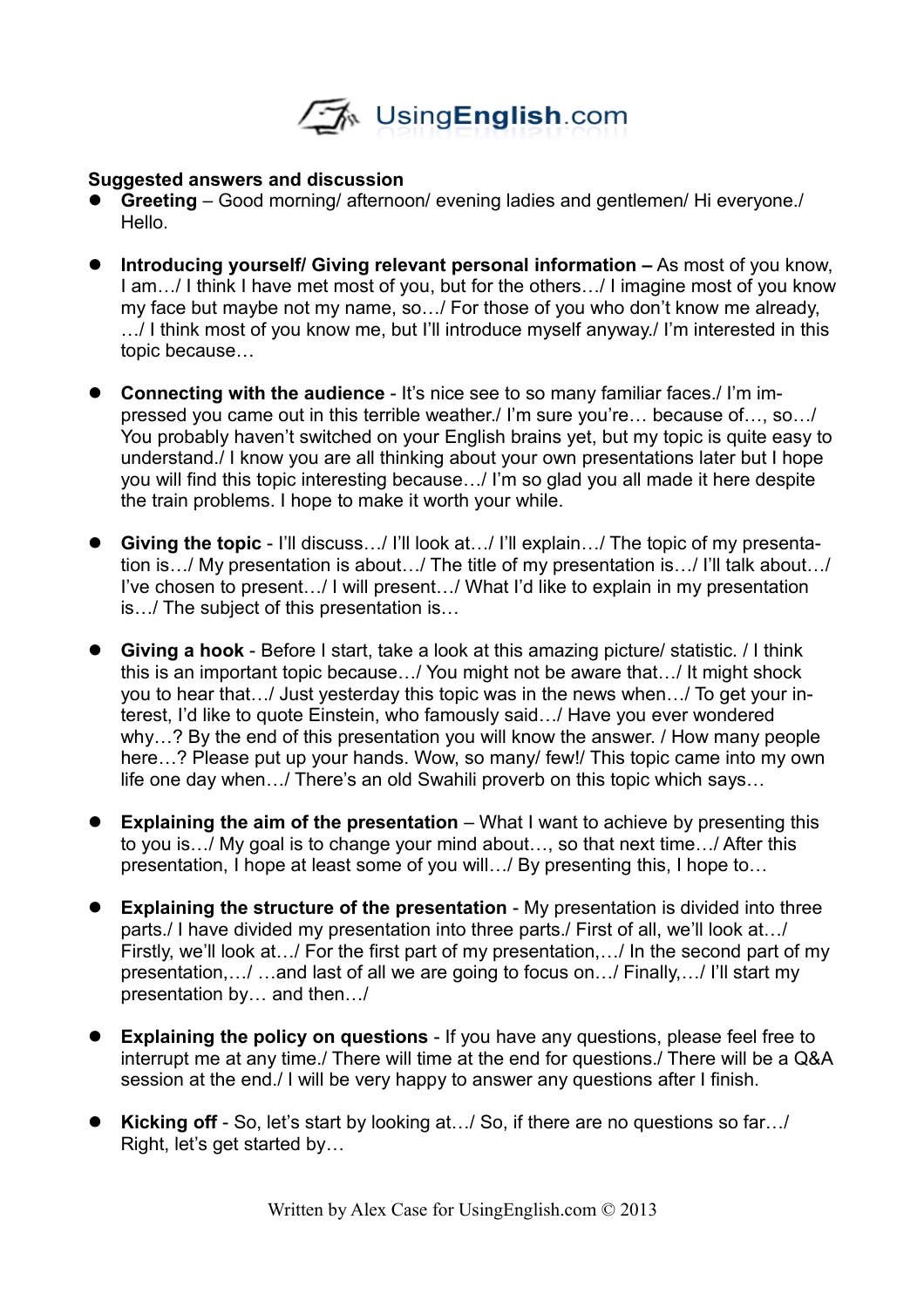**Suggested answers and discussion**

- **Greeting** – Good morning/ afternoon/ evening ladies and gentlemen/ Hi everyone./ Hello.

- **Introducing yourself/ Giving relevant personal information –** As most of you know, I am…/ I think I have met most of you, but for the others…/ I imagine most of you know my face but maybe not my name, so…/ For those of you who don't know me already, …/ I think most of you know me, but I'll introduce myself anyway./ I'm interested in this topic because…

- **Connecting with the audience** - It's nice see to so many familiar faces./ I'm impressed you came out in this terrible weather./ I'm sure you're… because of…, so…/ You probably haven't switched on your English brains yet, but my topic is quite easy to understand./ I know you are all thinking about your own presentations later but I hope you will find this topic interesting because…/ I'm so glad you all made it here despite the train problems. I hope to make it worth your while.

- **Giving the topic** - I'll discuss…/ I'll look at…/ I'll explain…/ The topic of my presentation is…/ My presentation is about…/ The title of my presentation is…/ I'll talk about…/ I've chosen to present…/ I will present…/ What I'd like to explain in my presentation is…/ The subject of this presentation is…

- **Giving a hook** - Before I start, take a look at this amazing picture/ statistic. / I think this is an important topic because…/ You might not be aware that…/ It might shock you to hear that…/ Just yesterday this topic was in the news when…/ To get your interest, I'd like to quote Einstein, who famously said…/ Have you ever wondered why…? By the end of this presentation you will know the answer. / How many people here…? Please put up your hands. Wow, so many/ few!/ This topic came into my own life one day when…/ There's an old Swahili proverb on this topic which says…

- **Explaining the aim of the presentation** – What I want to achieve by presenting this to you is…/ My goal is to change your mind about…, so that next time…/ After this presentation, I hope at least some of you will…/ By presenting this, I hope to…

- **Explaining the structure of the presentation** - My presentation is divided into three parts./ I have divided my presentation into three parts./ First of all, we'll look at…/ Firstly, we'll look at…/ For the first part of my presentation,…/ In the second part of my presentation,…/ …and last of all we are going to focus on…/ Finally,…/ I'll start my presentation by… and then…/

- **Explaining the policy on questions** - If you have any questions, please feel free to interrupt me at any time./ There will time at the end for questions./ There will be a Q&A session at the end./ I will be very happy to answer any questions after I finish.

- **Kicking off** - So, let's start by looking at…/ So, if there are no questions so far…/ Right, let's get started by…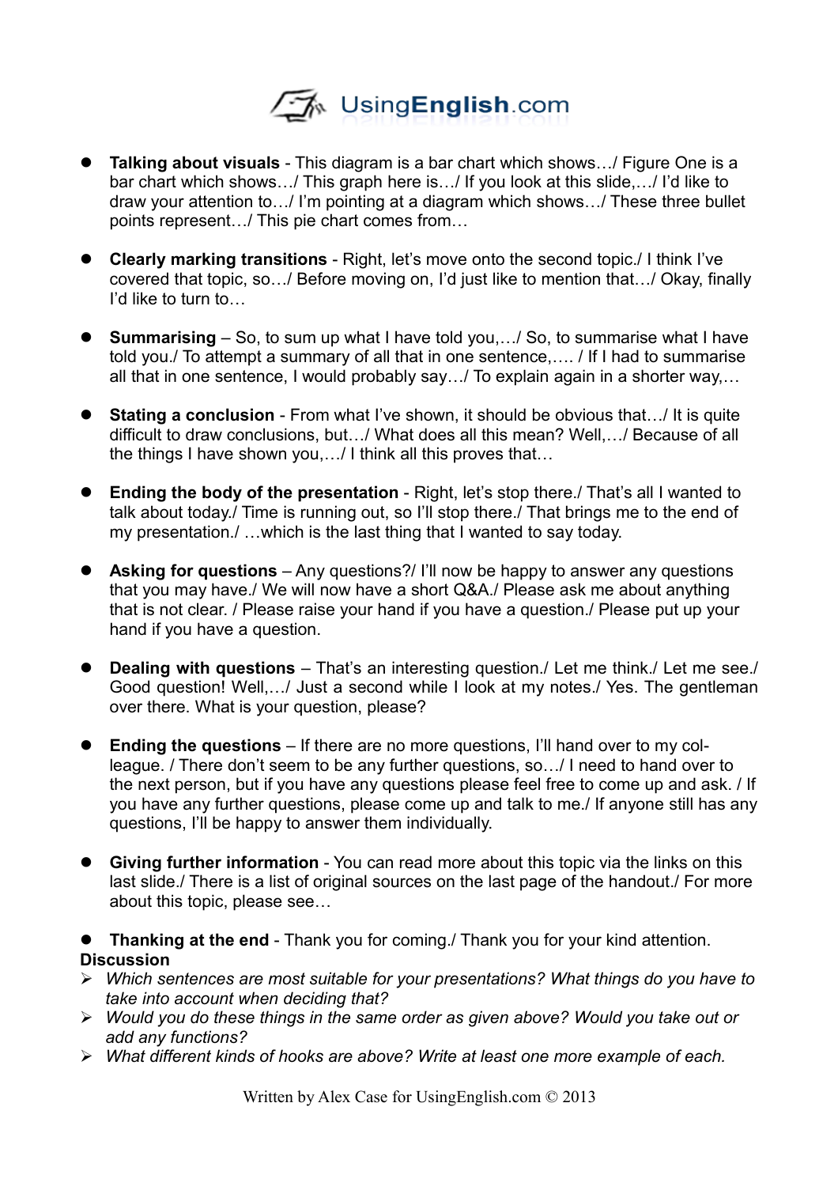- **Talking about visuals** - This diagram is a bar chart which shows…/ Figure One is a bar chart which shows…/ This graph here is…/ If you look at this slide,…/ I'd like to draw your attention to…/ I'm pointing at a diagram which shows…/ These three bullet points represent…/ This pie chart comes from…

- **Clearly marking transitions** - Right, let's move onto the second topic./ I think I've covered that topic, so…/ Before moving on, I'd just like to mention that…/ Okay, finally I'd like to turn to…

- **Summarising** – So, to sum up what I have told you,…/ So, to summarise what I have told you./ To attempt a summary of all that in one sentence,…. / If I had to summarise all that in one sentence, I would probably say…/ To explain again in a shorter way,…

- **Stating a conclusion** - From what I've shown, it should be obvious that…/ It is quite difficult to draw conclusions, but…/ What does all this mean? Well,…/ Because of all the things I have shown you,…/ I think all this proves that…

- **Ending the body of the presentation** - Right, let's stop there./ That's all I wanted to talk about today./ Time is running out, so I'll stop there./ That brings me to the end of my presentation./ …which is the last thing that I wanted to say today.

- **Asking for questions** – Any questions?/ I'll now be happy to answer any questions that you may have./ We will now have a short Q&A./ Please ask me about anything that is not clear. / Please raise your hand if you have a question./ Please put up your hand if you have a question.

- **Dealing with questions** – That's an interesting question./ Let me think./ Let me see./ Good question! Well,…/ Just a second while I look at my notes./ Yes. The gentleman over there. What is your question, please?

- **Ending the questions** – If there are no more questions, I'll hand over to my colleague. / There don't seem to be any further questions, so…/ I need to hand over to the next person, but if you have any questions please feel free to come up and ask. / If you have any further questions, please come up and talk to me./ If anyone still has any questions, I'll be happy to answer them individually.

- **Giving further information** - You can read more about this topic via the links on this last slide./ There is a list of original sources on the last page of the handout./ For more about this topic, please see…

- **Thanking at the end** - Thank you for coming./ Thank you for your kind attention.

**Discussion**

- *Which sentences are most suitable for your presentations? What things do you have to take into account when deciding that?*
- *Would you do these things in the same order as given above? Would you take out or add any functions?*
- *What different kinds of hooks are above? Write at least one more example of each.*

Written by Alex Case for UsingEnglish.com © 2013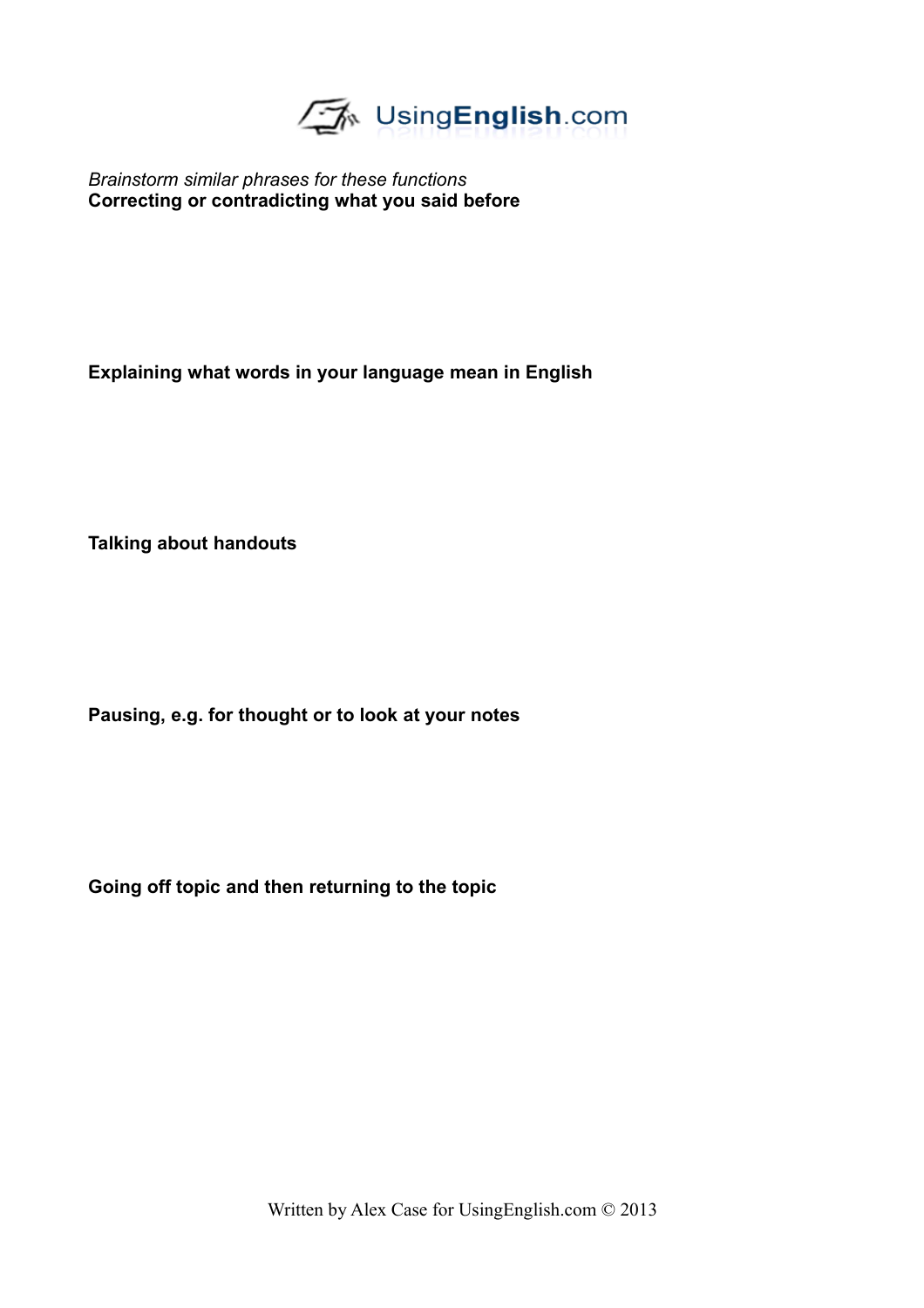*Brainstorm similar phrases for these functions*

**Correcting or contradicting what you said before**

**Explaining what words in your language mean in English**

**Talking about handouts**

**Pausing, e.g. for thought or to look at your notes**

**Going off topic and then returning to the topic**

Written by Alex Case for UsingEnglish.com © 2013